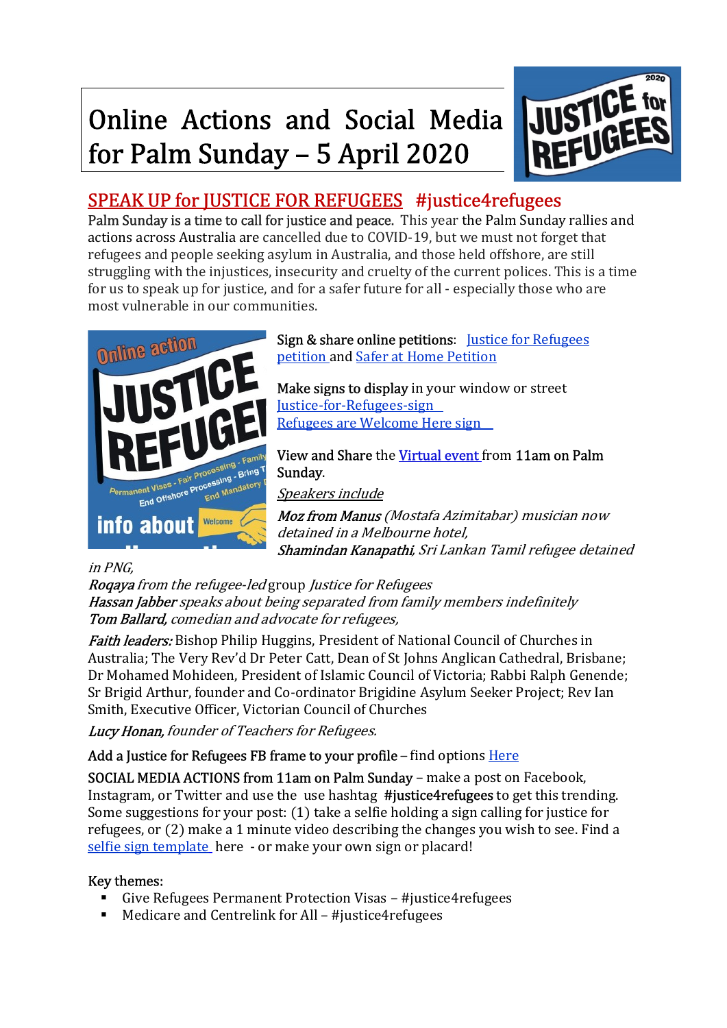# Online Actions and Social Media for Palm Sunday – 5 April 2020

## SPEAK UP for JUSTICE FOR REFUGEES #justice4refugees

**Palm Sunday is a time to call for justice and peace.** This year the Palm Sunday rallies and actions across Australia are cancelled due to COVID-19, but we must not forget that refugees and people seeking asylum in Australia, and those held offshore, are still struggling with the injustices, insecurity and cruelty of the current polices. This is a time for us to speak up for justice, and for a safer future for all - especially those who are most vulnerable in our communities.

**Sign & share online petitions:** Justice for Refugees petition and Safer at Home Petition

**Make signs to display** in your window or street
Justice-for-Refugees-sign
Refugees are Welcome Here sign

**View and Share** the **Virtual event** from **11am on Palm Sunday**.

*Speakers include*

***Moz from Manus*** *(Mostafa Azimitabar) musician now detained in a Melbourne hotel,*
***Shamindan Kanapathi****, Sri Lankan Tamil refugee detained in PNG,*
***Roqaya*** *from the refugee-led* group *Justice for Refugees*
***Hassan Jabber*** *speaks about being separated from family members indefinitely*
***Tom Ballard****, comedian and advocate for refugees,*

***Faith leaders:*** Bishop Philip Huggins, President of National Council of Churches in Australia; The Very Rev'd Dr Peter Catt, Dean of St Johns Anglican Cathedral, Brisbane; Dr Mohamed Mohideen, President of Islamic Council of Victoria; Rabbi Ralph Genende; Sr Brigid Arthur, founder and Co-ordinator Brigidine Asylum Seeker Project; Rev Ian Smith, Executive Officer, Victorian Council of Churches

***Lucy Honan****, founder of Teachers for Refugees.*

**Add a Justice for Refugees FB frame to your profile** – find options Here

**SOCIAL MEDIA ACTIONS from 11am on Palm Sunday** – make a post on Facebook, Instagram, or Twitter and use the use hashtag **#justice4refugees** to get this trending. Some suggestions for your post: (1) take a selfie holding a sign calling for justice for refugees, or (2) make a 1 minute video describing the changes you wish to see. Find a selfie sign template here - or make your own sign or placard!

Key themes:

- Give Refugees Permanent Protection Visas – #justice4refugees
- Medicare and Centrelink for All – #justice4refugees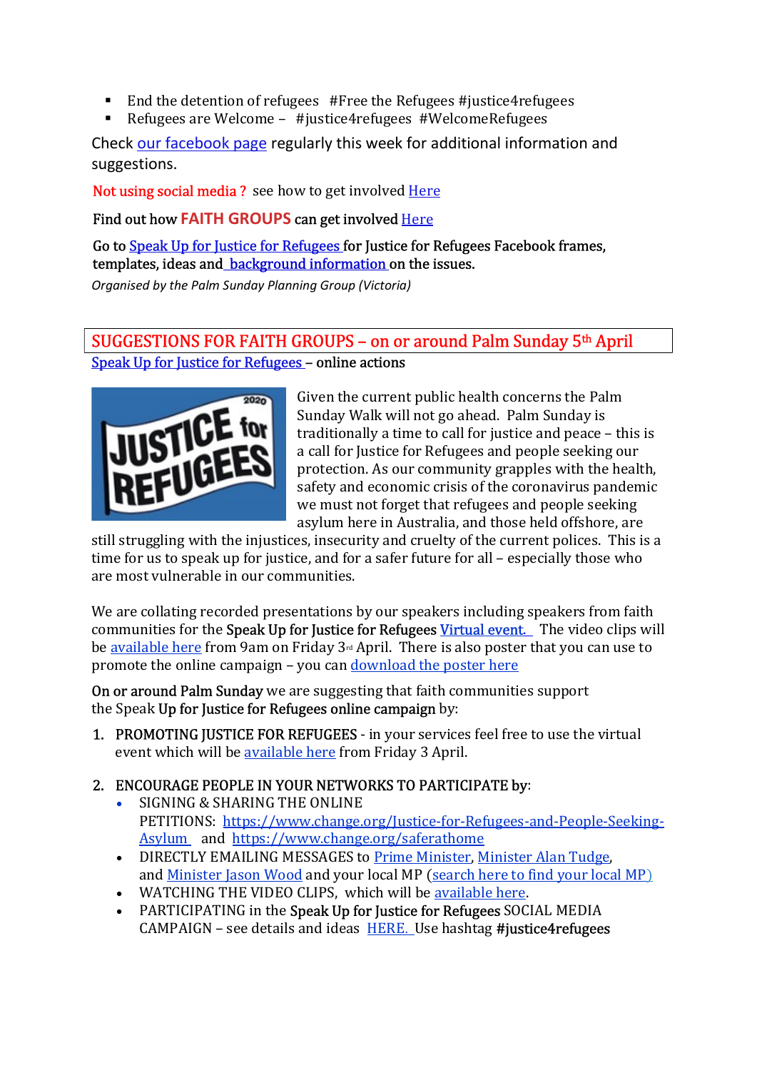- End the detention of refugees #Free the Refugees #justice4refugees
- Refugees are Welcome – #justice4refugees #WelcomeRefugees

Check our facebook page regularly this week for additional information and suggestions.

Not using social media ? see how to get involved Here

Find out how **FAITH GROUPS** can get involved Here

**Go to Speak Up for Justice for Refugees for Justice for Refugees Facebook frames, templates, ideas and background information on the issues.**

*Organised by the Palm Sunday Planning Group (Victoria)*

## SUGGESTIONS FOR FAITH GROUPS – on or around Palm Sunday 5th April

Speak Up for Justice for Refugees – **online actions**

Given the current public health concerns the Palm Sunday Walk will not go ahead. Palm Sunday is traditionally a time to call for justice and peace – this is a call for Justice for Refugees and people seeking our protection. As our community grapples with the health, safety and economic crisis of the coronavirus pandemic we must not forget that refugees and people seeking asylum here in Australia, and those held offshore, are still struggling with the injustices, insecurity and cruelty of the current polices. This is a time for us to speak up for justice, and for a safer future for all – especially those who are most vulnerable in our communities.

We are collating recorded presentations by our speakers including speakers from faith communities for the **Speak Up for Justice for Refugees** Virtual event. The video clips will be available here from 9am on Friday 3rd April. There is also poster that you can use to promote the online campaign – you can download the poster here

**On or around Palm Sunday** we are suggesting that faith communities support the Speak **Up for Justice for Refugees online campaign** by:

1. **PROMOTING JUSTICE FOR REFUGEES** - in your services feel free to use the virtual event which will be available here from Friday 3 April.

2. **ENCOURAGE PEOPLE IN YOUR NETWORKS TO PARTICIPATE by**:
   - SIGNING & SHARING THE ONLINE PETITIONS: https://www.change.org/Justice-for-Refugees-and-People-Seeking-Asylum and https://www.change.org/saferathome
   - DIRECTLY EMAILING MESSAGES to Prime Minister, Minister Alan Tudge, and Minister Jason Wood and your local MP (search here to find your local MP)
   - WATCHING THE VIDEO CLIPS, which will be available here.
   - PARTICIPATING in the **Speak Up for Justice for Refugees** SOCIAL MEDIA CAMPAIGN – see details and ideas HERE. Use hashtag **#justice4refugees**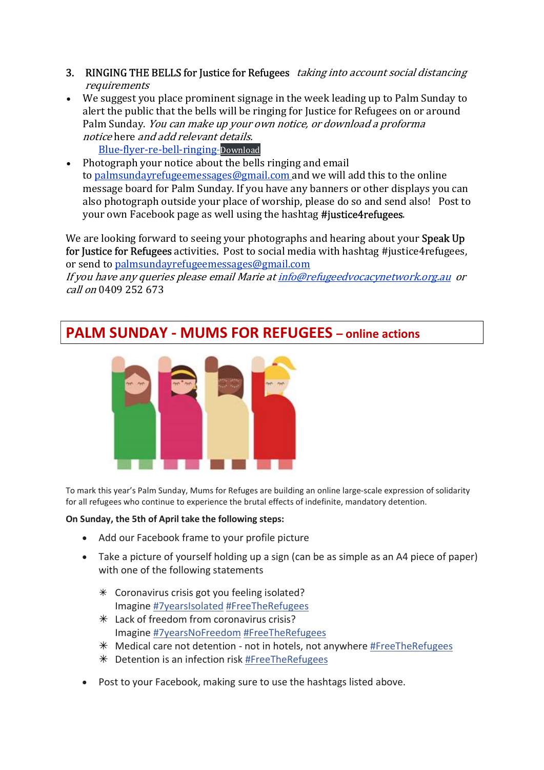3. **RINGING THE BELLS for Justice for Refugees** *taking into account social distancing requirements*

- We suggest you place prominent signage in the week leading up to Palm Sunday to alert the public that the bells will be ringing for Justice for Refugees on or around Palm Sunday. *You can make up your own notice, or download a proforma notice* here *and add relevant details.*
  Blue-flyer-re-bell-ringing-Download
- Photograph your notice about the bells ringing and email to palmsundayrefugeemessages@gmail.com and we will add this to the online message board for Palm Sunday. If you have any banners or other displays you can also photograph outside your place of worship, please do so and send also! Post to your own Facebook page as well using the hashtag **#justice4refugees**.

We are looking forward to seeing your photographs and hearing about your **Speak Up for Justice for Refugees** activities. Post to social media with hashtag #justice4refugees, or send to palmsundayrefugeemessages@gmail.com
*If you have any queries please email Marie at info@refugeedvocacynetwork.org.au or call on* 0409 252 673

## PALM SUNDAY - MUMS FOR REFUGEES – online actions

To mark this year's Palm Sunday, Mums for Refuges are building an online large-scale expression of solidarity for all refugees who continue to experience the brutal effects of indefinite, mandatory detention.

**On Sunday, the 5th of April take the following steps:**

- Add our Facebook frame to your profile picture
- Take a picture of yourself holding up a sign (can be as simple as an A4 piece of paper) with one of the following statements
  - ✳ Coronavirus crisis got you feeling isolated?
    Imagine #7yearsIsolated #FreeTheRefugees
  - ✳ Lack of freedom from coronavirus crisis?
    Imagine #7yearsNoFreedom #FreeTheRefugees
  - ✳ Medical care not detention - not in hotels, not anywhere #FreeTheRefugees
  - ✳ Detention is an infection risk #FreeTheRefugees
- Post to your Facebook, making sure to use the hashtags listed above.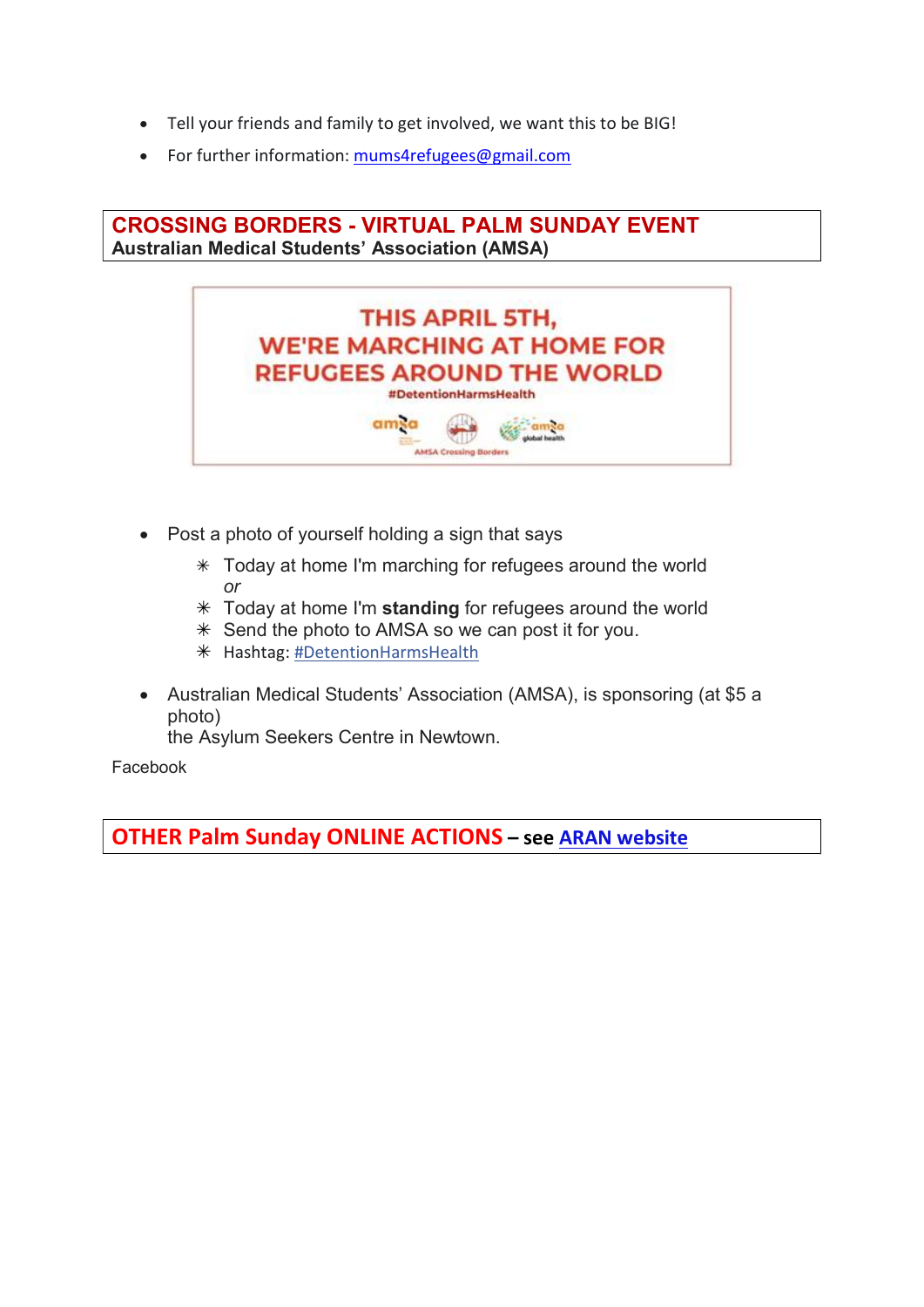- Tell your friends and family to get involved, we want this to be BIG!
- For further information: mums4refugees@gmail.com

## CROSSING BORDERS - VIRTUAL PALM SUNDAY EVENT
**Australian Medical Students' Association (AMSA)**

THIS APRIL 5TH,
WE'RE MARCHING AT HOME FOR
REFUGEES AROUND THE WORLD
#DetentionHarmsHealth
AMSA Crossing Borders

- Post a photo of yourself holding a sign that says
  - Today at home I'm marching for refugees around the world
    *or*
  - Today at home I'm **standing** for refugees around the world
  - Send the photo to AMSA so we can post it for you.
  - Hashtag: #DetentionHarmsHealth
- Australian Medical Students' Association (AMSA), is sponsoring (at $5 a photo)
  the Asylum Seekers Centre in Newtown.

Facebook

## OTHER Palm Sunday ONLINE ACTIONS – see ARAN website